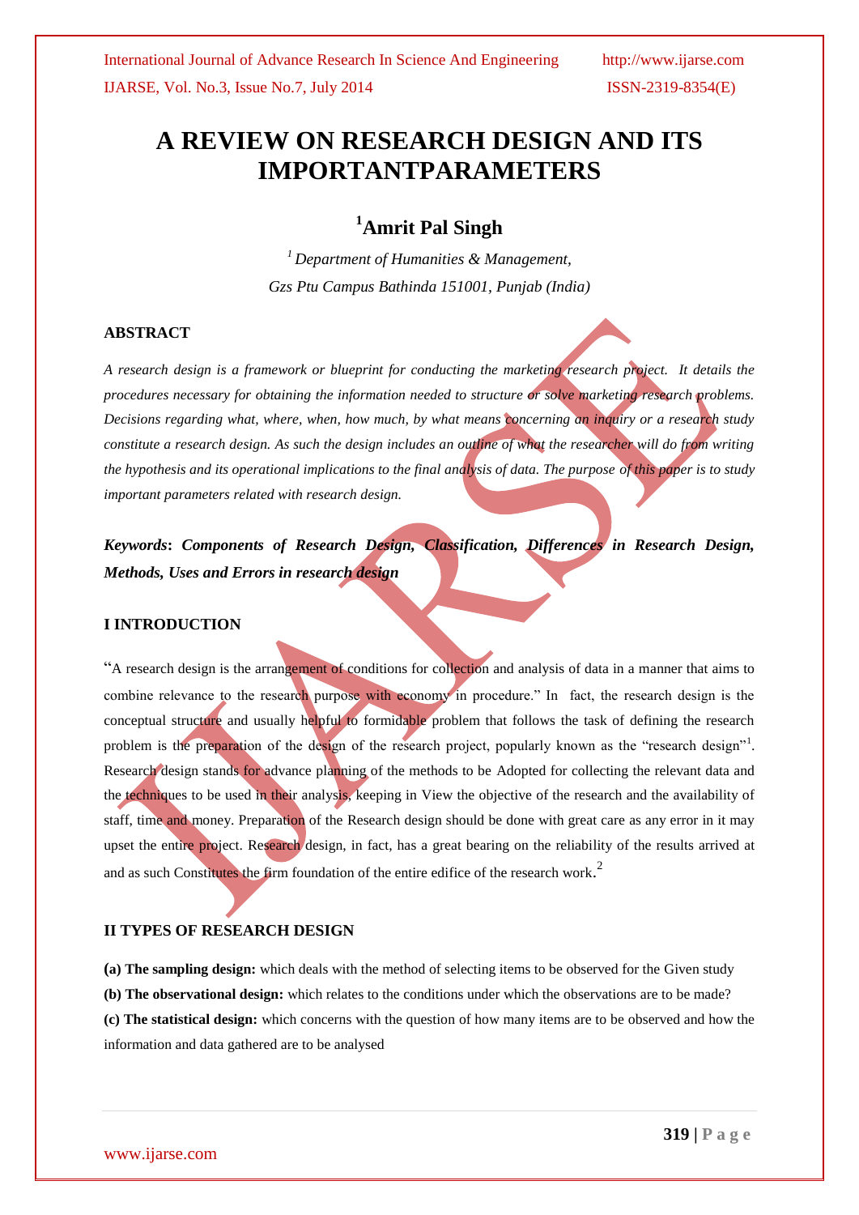# A REVIEW ON RESEARCH DESIGN AND ITS IMPORTANTPARAMETERS

## [1]Amrit Pal Singh

*[1] Department of Humanities & Management,*
*Gzs Ptu Campus Bathinda 151001, Punjab (India)*

### ABSTRACT

*A research design is a framework or blueprint for conducting the marketing research project. It details the procedures necessary for obtaining the information needed to structure or solve marketing research problems. Decisions regarding what, where, when, how much, by what means concerning an inquiry or a research study constitute a research design. As such the design includes an outline of what the researcher will do from writing the hypothesis and its operational implications to the final analysis of data. The purpose of this paper is to study important parameters related with research design.*

***Keywords*: *Components of Research Design, Classification, Differences in Research Design, Methods, Uses and Errors in research design***

### I INTRODUCTION

"A research design is the arrangement of conditions for collection and analysis of data in a manner that aims to combine relevance to the research purpose with economy in procedure." In fact, the research design is the conceptual structure and usually helpful to formidable problem that follows the task of defining the research problem is the preparation of the design of the research project, popularly known as the "research design"[1]. Research design stands for advance planning of the methods to be Adopted for collecting the relevant data and the techniques to be used in their analysis, keeping in View the objective of the research and the availability of staff, time and money. Preparation of the Research design should be done with great care as any error in it may upset the entire project. Research design, in fact, has a great bearing on the reliability of the results arrived at and as such Constitutes the firm foundation of the entire edifice of the research work.[2]

### II TYPES OF RESEARCH DESIGN

**(a) The sampling design:** which deals with the method of selecting items to be observed for the Given study
**(b) The observational design:** which relates to the conditions under which the observations are to be made?
**(c) The statistical design:** which concerns with the question of how many items are to be observed and how the information and data gathered are to be analysed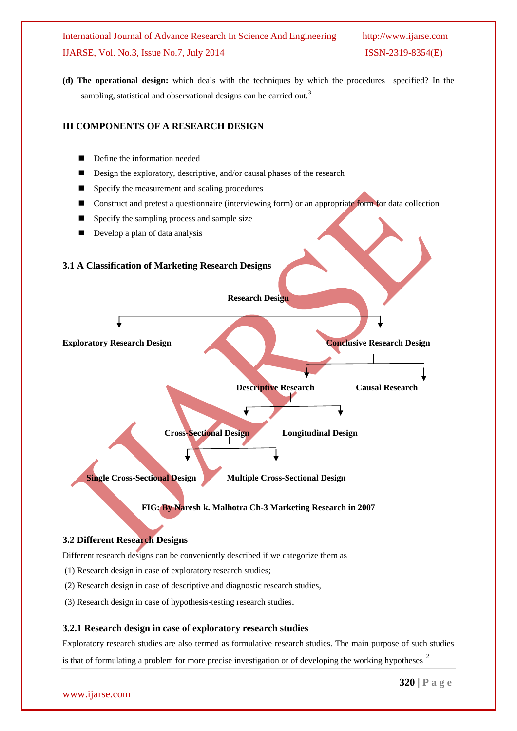**(d) The operational design:** which deals with the techniques by which the procedures specified? In the sampling, statistical and observational designs can be carried out.[3]

## III COMPONENTS OF A RESEARCH DESIGN

- Define the information needed
- Design the exploratory, descriptive, and/or causal phases of the research
- Specify the measurement and scaling procedures
- Construct and pretest a questionnaire (interviewing form) or an appropriate form for data collection
- Specify the sampling process and sample size
- Develop a plan of data analysis

### 3.1 A Classification of Marketing Research Designs

- **Research Design**
  - **Exploratory Research Design**
  - **Conclusive Research Design**
    - **Descriptive Research**
      - **Cross-Sectional Design**
        - **Single Cross-Sectional Design**
        - **Multiple Cross-Sectional Design**
      - **Longitudinal Design**
    - **Causal Research**

**FIG: By Naresh k. Malhotra Ch-3 Marketing Research in 2007**

### 3.2 Different Research Designs

Different research designs can be conveniently described if we categorize them as

(1) Research design in case of exploratory research studies;

(2) Research design in case of descriptive and diagnostic research studies,

(3) Research design in case of hypothesis-testing research studies.

#### 3.2.1 Research design in case of exploratory research studies

Exploratory research studies are also termed as formulative research studies. The main purpose of such studies is that of formulating a problem for more precise investigation or of developing the working hypotheses [2]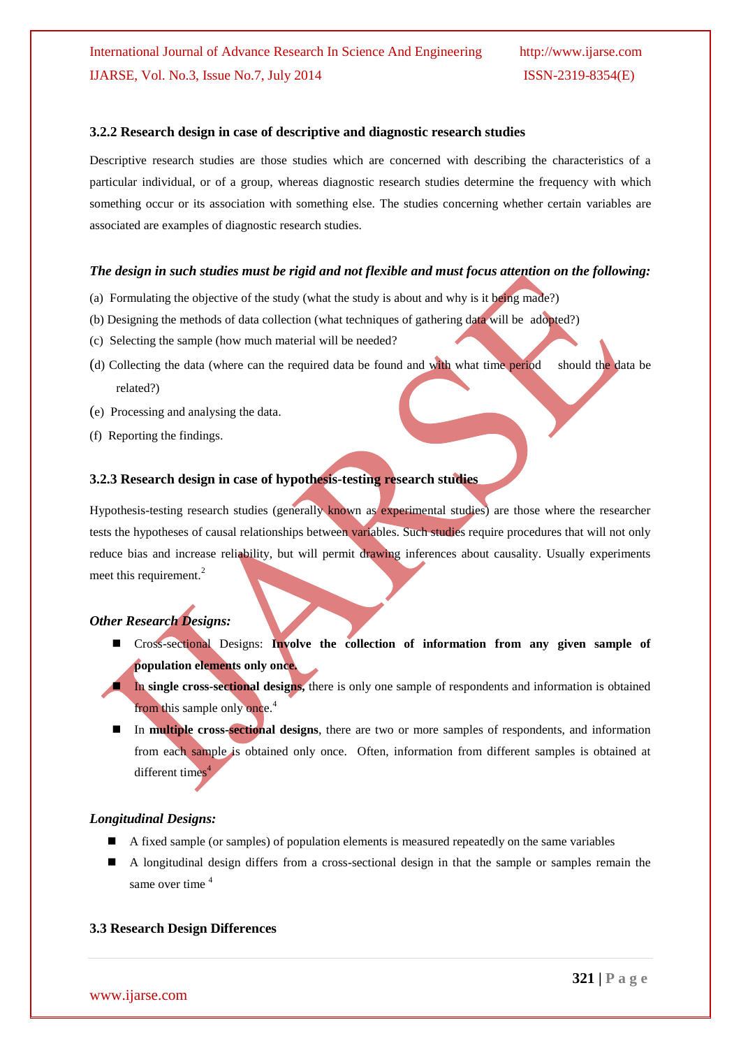### 3.2.2 Research design in case of descriptive and diagnostic research studies

Descriptive research studies are those studies which are concerned with describing the characteristics of a particular individual, or of a group, whereas diagnostic research studies determine the frequency with which something occur or its association with something else. The studies concerning whether certain variables are associated are examples of diagnostic research studies.

***The design in such studies must be rigid and not flexible and must focus attention on the following:***

(a) Formulating the objective of the study (what the study is about and why is it being made?)

(b) Designing the methods of data collection (what techniques of gathering data will be adopted?)

(c) Selecting the sample (how much material will be needed?

(d) Collecting the data (where can the required data be found and with what time period should the data be related?)

(e) Processing and analysing the data.

(f) Reporting the findings.

### 3.2.3 Research design in case of hypothesis-testing research studies

Hypothesis-testing research studies (generally known as experimental studies) are those where the researcher tests the hypotheses of causal relationships between variables. Such studies require procedures that will not only reduce bias and increase reliability, but will permit drawing inferences about causality. Usually experiments meet this requirement.[2]

***Other Research Designs:***

- Cross-sectional Designs: **Involve the collection of information from any given sample of population elements only once.**
- In **single cross-sectional designs,** there is only one sample of respondents and information is obtained from this sample only once.[4]
- In **multiple cross-sectional designs**, there are two or more samples of respondents, and information from each sample is obtained only once. Often, information from different samples is obtained at different times[4]

***Longitudinal Designs:***

- A fixed sample (or samples) of population elements is measured repeatedly on the same variables
- A longitudinal design differs from a cross-sectional design in that the sample or samples remain the same over time [4]

### 3.3 Research Design Differences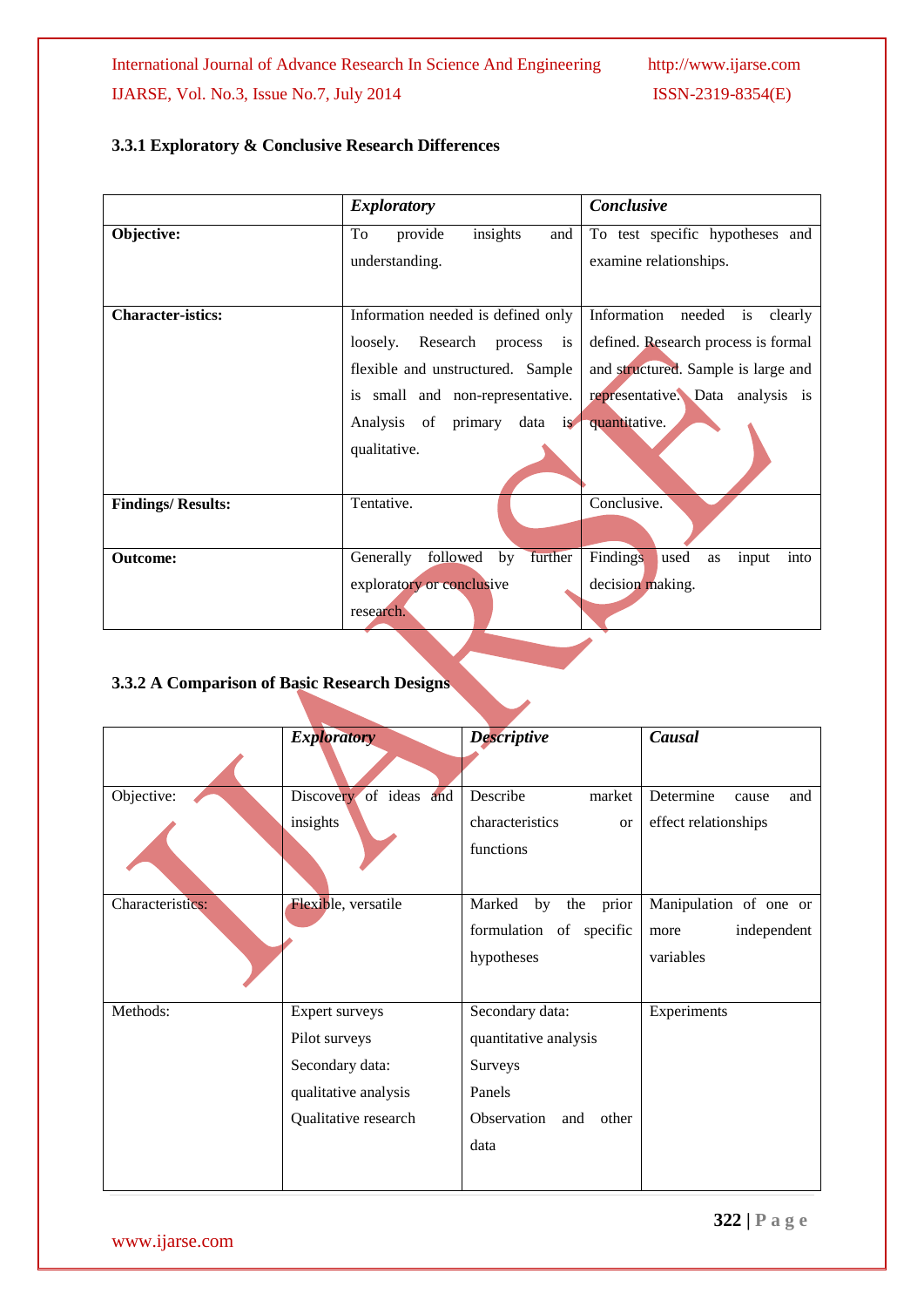### 3.3.1 Exploratory & Conclusive Research Differences

| | *Exploratory* | *Conclusive* |
|---|---|---|
| **Objective:** | To provide insights and understanding. | To test specific hypotheses and examine relationships. |
| **Character-istics:** | Information needed is defined only loosely. Research process is flexible and unstructured. Sample is small and non-representative. Analysis of primary data is qualitative. | Information needed is clearly defined. Research process is formal and structured. Sample is large and representative. Data analysis is quantitative. |
| **Findings/ Results:** | Tentative. | Conclusive. |
| **Outcome:** | Generally followed by further exploratory or conclusive research. | Findings used as input into decision making. |

### 3.3.2 A Comparison of Basic Research Designs

| | *Exploratory* | *Descriptive* | *Causal* |
|---|---|---|---|
| Objective: | Discovery of ideas and insights | Describe market characteristics or functions | Determine cause and effect relationships |
| Characteristics: | Flexible, versatile | Marked by the prior formulation of specific hypotheses | Manipulation of one or more independent variables |
| Methods: | Expert surveys<br>Pilot surveys<br>Secondary data: qualitative analysis<br>Qualitative research | Secondary data: quantitative analysis<br>Surveys<br>Panels<br>Observation and other data | Experiments |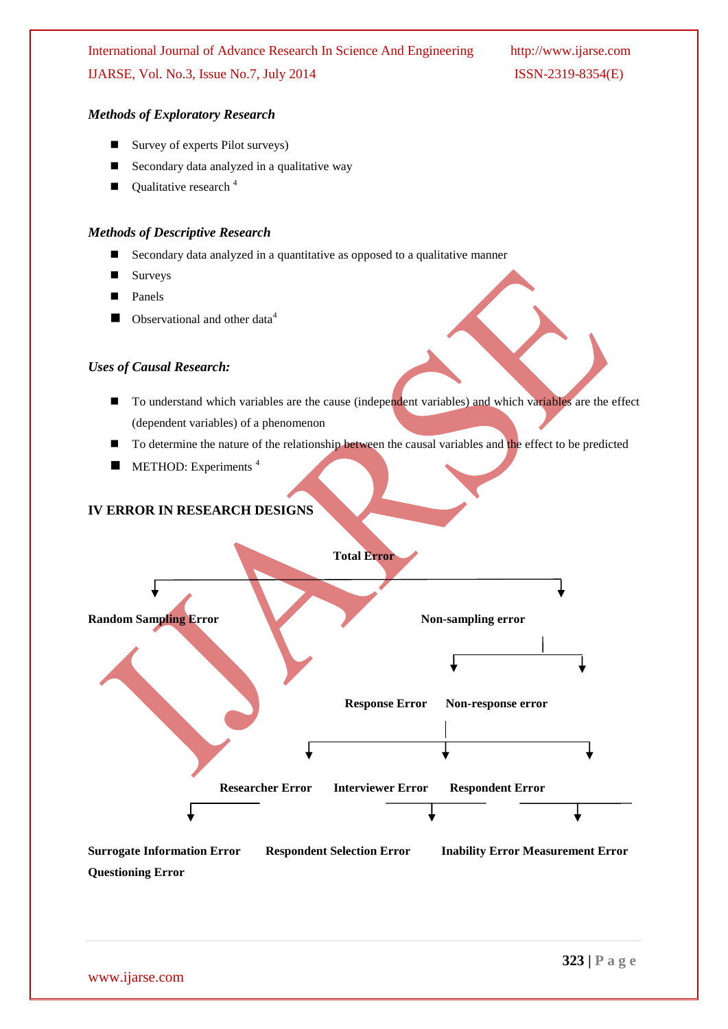*Methods of Exploratory Research*

- Survey of experts Pilot surveys)
- Secondary data analyzed in a qualitative way
- Qualitative research [4]

*Methods of Descriptive Research*

- Secondary data analyzed in a quantitative as opposed to a qualitative manner
- Surveys
- Panels
- Observational and other data[4]

*Uses of Causal Research:*

- To understand which variables are the cause (independent variables) and which variables are the effect (dependent variables) of a phenomenon
- To determine the nature of the relationship between the causal variables and the effect to be predicted
- METHOD: Experiments [4]

## IV ERROR IN RESEARCH DESIGNS

**Total Error**

**Random Sampling Error**  **Non-sampling error**

**Response Error**  **Non-response error**

**Researcher Error**  **Interviewer Error**  **Respondent Error**

**Surrogate Information Error**  **Respondent Selection Error**  **Inability Error Measurement Error**
**Questioning Error**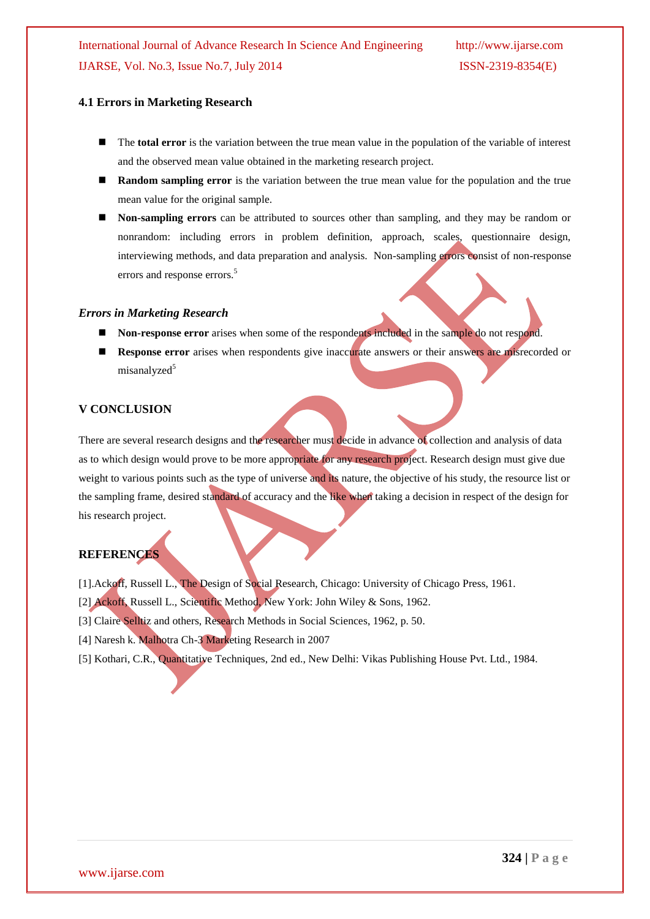### 4.1 Errors in Marketing Research

- The **total error** is the variation between the true mean value in the population of the variable of interest and the observed mean value obtained in the marketing research project.
- **Random sampling error** is the variation between the true mean value for the population and the true mean value for the original sample.
- **Non-sampling errors** can be attributed to sources other than sampling, and they may be random or nonrandom: including errors in problem definition, approach, scales, questionnaire design, interviewing methods, and data preparation and analysis. Non-sampling errors consist of non-response errors and response errors.[5]

*Errors in Marketing Research*

- **Non-response error** arises when some of the respondents included in the sample do not respond.
- **Response error** arises when respondents give inaccurate answers or their answers are misrecorded or misanalyzed[5]

## V CONCLUSION

There are several research designs and the researcher must decide in advance of collection and analysis of data as to which design would prove to be more appropriate for any research project. Research design must give due weight to various points such as the type of universe and its nature, the objective of his study, the resource list or the sampling frame, desired standard of accuracy and the like when taking a decision in respect of the design for his research project.

## REFERENCES

[1].Ackoff, Russell L., The Design of Social Research, Chicago: University of Chicago Press, 1961.

[2] Ackoff, Russell L., Scientific Method, New York: John Wiley & Sons, 1962.

[3] Claire Selltiz and others, Research Methods in Social Sciences, 1962, p. 50.

[4] Naresh k. Malhotra Ch-3 Marketing Research in 2007

[5] Kothari, C.R., Quantitative Techniques, 2nd ed., New Delhi: Vikas Publishing House Pvt. Ltd., 1984.